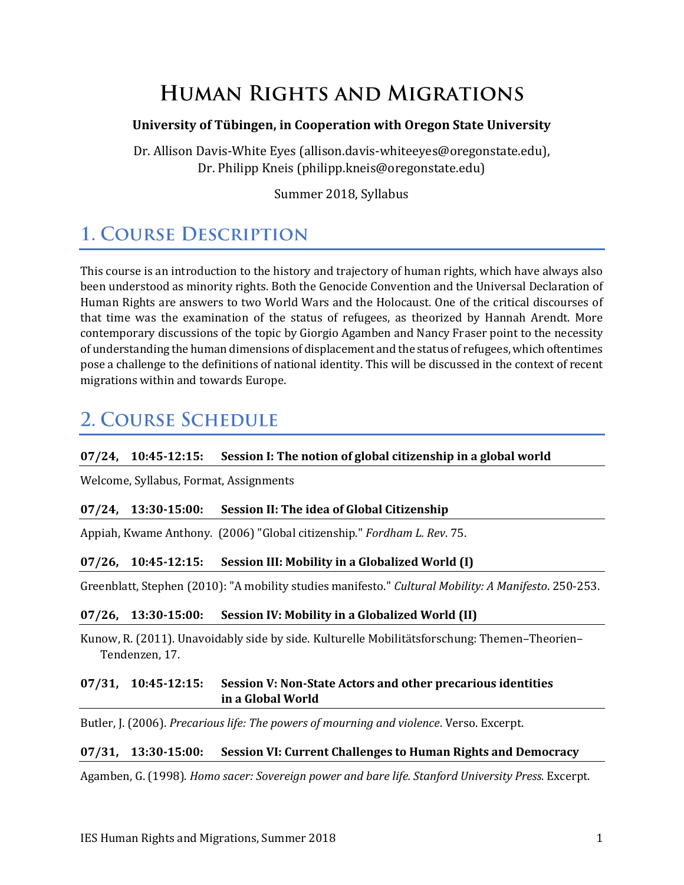# Human Rights and Migrations

**University of Tübingen, in Cooperation with Oregon State University**

Dr. Allison Davis-White Eyes (allison.davis-whiteeyes@oregonstate.edu),
Dr. Philipp Kneis (philipp.kneis@oregonstate.edu)

Summer 2018, Syllabus

## 1. Course Description

This course is an introduction to the history and trajectory of human rights, which have always also been understood as minority rights. Both the Genocide Convention and the Universal Declaration of Human Rights are answers to two World Wars and the Holocaust. One of the critical discourses of that time was the examination of the status of refugees, as theorized by Hannah Arendt. More contemporary discussions of the topic by Giorgio Agamben and Nancy Fraser point to the necessity of understanding the human dimensions of displacement and the status of refugees, which oftentimes pose a challenge to the definitions of national identity. This will be discussed in the context of recent migrations within and towards Europe.

## 2. Course Schedule

**07/24, 10:45-12:15: Session I: The notion of global citizenship in a global world**

Welcome, Syllabus, Format, Assignments

**07/24, 13:30-15:00: Session II: The idea of Global Citizenship**

Appiah, Kwame Anthony. (2006) "Global citizenship." *Fordham L. Rev*. 75.

**07/26, 10:45-12:15: Session III: Mobility in a Globalized World (I)**

Greenblatt, Stephen (2010): "A mobility studies manifesto." *Cultural Mobility: A Manifesto*. 250-253.

**07/26, 13:30-15:00: Session IV: Mobility in a Globalized World (II)**

Kunow, R. (2011). Unavoidably side by side. Kulturelle Mobilitätsforschung: Themen–Theorien–Tendenzen, 17.

**07/31, 10:45-12:15: Session V: Non-State Actors and other precarious identities in a Global World**

Butler, J. (2006). *Precarious life: The powers of mourning and violence*. Verso. Excerpt.

**07/31, 13:30-15:00: Session VI: Current Challenges to Human Rights and Democracy**

Agamben, G. (1998). *Homo sacer: Sovereign power and bare life. Stanford University Press.* Excerpt.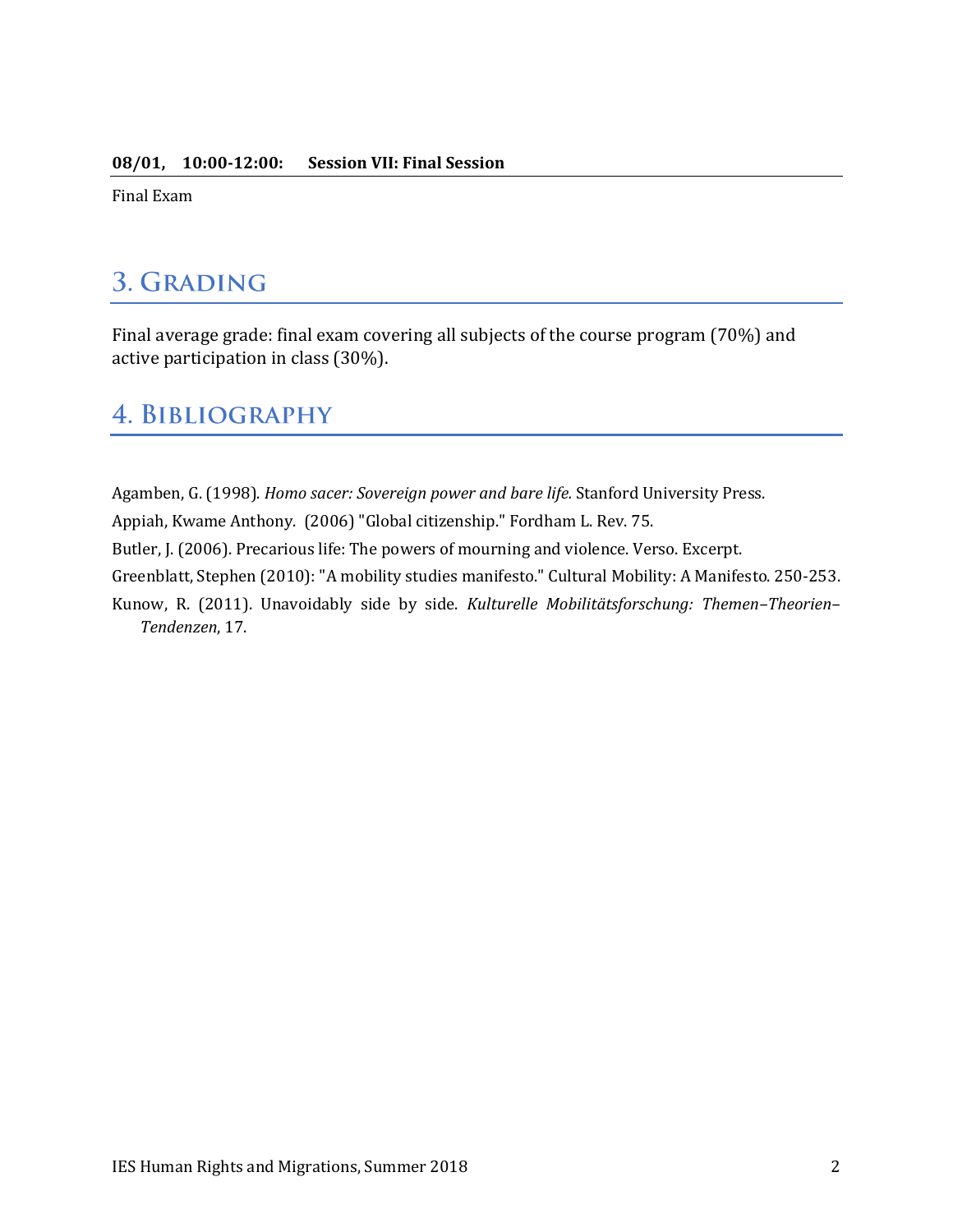**08/01, 10:00-12:00: Session VII: Final Session**

Final Exam

## 3. Grading

Final average grade: final exam covering all subjects of the course program (70%) and active participation in class (30%).

## 4. Bibliography

Agamben, G. (1998). *Homo sacer: Sovereign power and bare life.* Stanford University Press.

Appiah, Kwame Anthony. (2006) "Global citizenship." Fordham L. Rev. 75.

Butler, J. (2006). Precarious life: The powers of mourning and violence. Verso. Excerpt.

Greenblatt, Stephen (2010): "A mobility studies manifesto." Cultural Mobility: A Manifesto. 250-253.

Kunow, R. (2011). Unavoidably side by side. *Kulturelle Mobilitätsforschung: Themen–Theorien–Tendenzen*, 17.